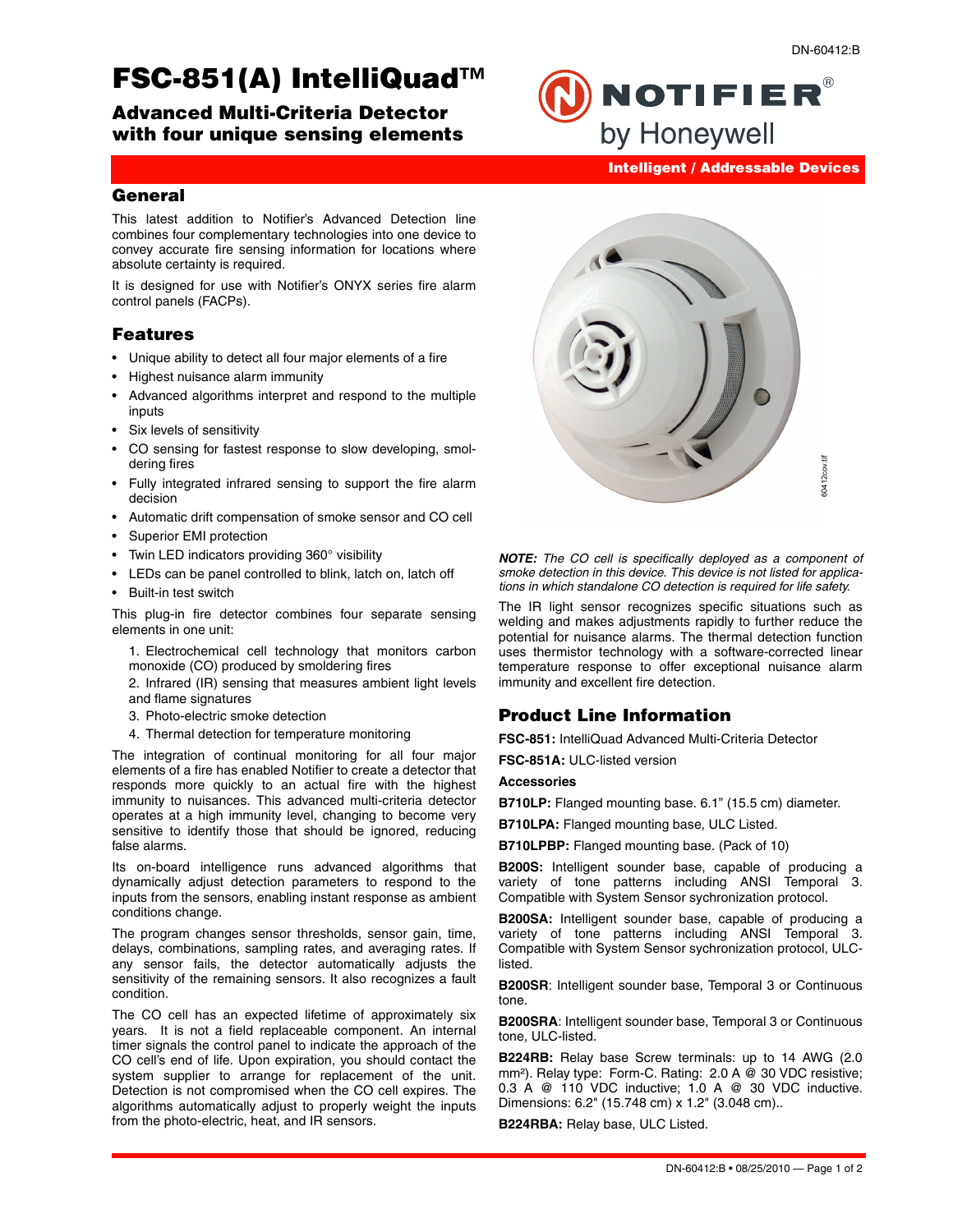# FSC-851(A) IntelliQuad™

## Advanced Multi-Criteria Detector with four unique sensing elements

NOTIFIER® by Honeywell

**Intelligent / Addressable Devices**

## General

This latest addition to Notifier's Advanced Detection line combines four complementary technologies into one device to convey accurate fire sensing information for locations where absolute certainty is required.

It is designed for use with Notifier's ONYX series fire alarm control panels (FACPs).

## Features

- Unique ability to detect all four major elements of a fire
- Highest nuisance alarm immunity
- Advanced algorithms interpret and respond to the multiple inputs
- Six levels of sensitivity
- CO sensing for fastest response to slow developing, smoldering fires
- Fully integrated infrared sensing to support the fire alarm decision
- Automatic drift compensation of smoke sensor and CO cell
- Superior EMI protection
- Twin LED indicators providing 360° visibility
- LEDs can be panel controlled to blink, latch on, latch off
- Built-in test switch

This plug-in fire detector combines four separate sensing elements in one unit:

1. Electrochemical cell technology that monitors carbon monoxide (CO) produced by smoldering fires
2. Infrared (IR) sensing that measures ambient light levels and flame signatures
3. Photo-electric smoke detection
4. Thermal detection for temperature monitoring

The integration of continual monitoring for all four major elements of a fire has enabled Notifier to create a detector that responds more quickly to an actual fire with the highest immunity to nuisances. This advanced multi-criteria detector operates at a high immunity level, changing to become very sensitive to identify those that should be ignored, reducing false alarms.

Its on-board intelligence runs advanced algorithms that dynamically adjust detection parameters to respond to the inputs from the sensors, enabling instant response as ambient conditions change.

The program changes sensor thresholds, sensor gain, time, delays, combinations, sampling rates, and averaging rates. If any sensor fails, the detector automatically adjusts the sensitivity of the remaining sensors. It also recognizes a fault condition.

The CO cell has an expected lifetime of approximately six years. It is not a field replaceable component. An internal timer signals the control panel to indicate the approach of the CO cell's end of life. Upon expiration, you should contact the system supplier to arrange for replacement of the unit. Detection is not compromised when the CO cell expires. The algorithms automatically adjust to properly weight the inputs from the photo-electric, heat, and IR sensors.

***NOTE:*** *The CO cell is specifically deployed as a component of smoke detection in this device. This device is not listed for applications in which standalone CO detection is required for life safety.*

The IR light sensor recognizes specific situations such as welding and makes adjustments rapidly to further reduce the potential for nuisance alarms. The thermal detection function uses thermistor technology with a software-corrected linear temperature response to offer exceptional nuisance alarm immunity and excellent fire detection.

## Product Line Information

**FSC-851:** IntelliQuad Advanced Multi-Criteria Detector

**FSC-851A:** ULC-listed version

**Accessories**

**B710LP:** Flanged mounting base. 6.1" (15.5 cm) diameter.

**B710LPA:** Flanged mounting base, ULC Listed.

**B710LPBP:** Flanged mounting base. (Pack of 10)

**B200S:** Intelligent sounder base, capable of producing a variety of tone patterns including ANSI Temporal 3. Compatible with System Sensor sychronization protocol.

**B200SA:** Intelligent sounder base, capable of producing a variety of tone patterns including ANSI Temporal 3. Compatible with System Sensor sychronization protocol, ULC-listed.

**B200SR**: Intelligent sounder base, Temporal 3 or Continuous tone.

**B200SRA**: Intelligent sounder base, Temporal 3 or Continuous tone, ULC-listed.

**B224RB:** Relay base Screw terminals: up to 14 AWG (2.0 mm²). Relay type: Form-C. Rating: 2.0 A @ 30 VDC resistive; 0.3 A @ 110 VDC inductive; 1.0 A @ 30 VDC inductive. Dimensions: 6.2" (15.748 cm) x 1.2" (3.048 cm)..

**B224RBA:** Relay base, ULC Listed.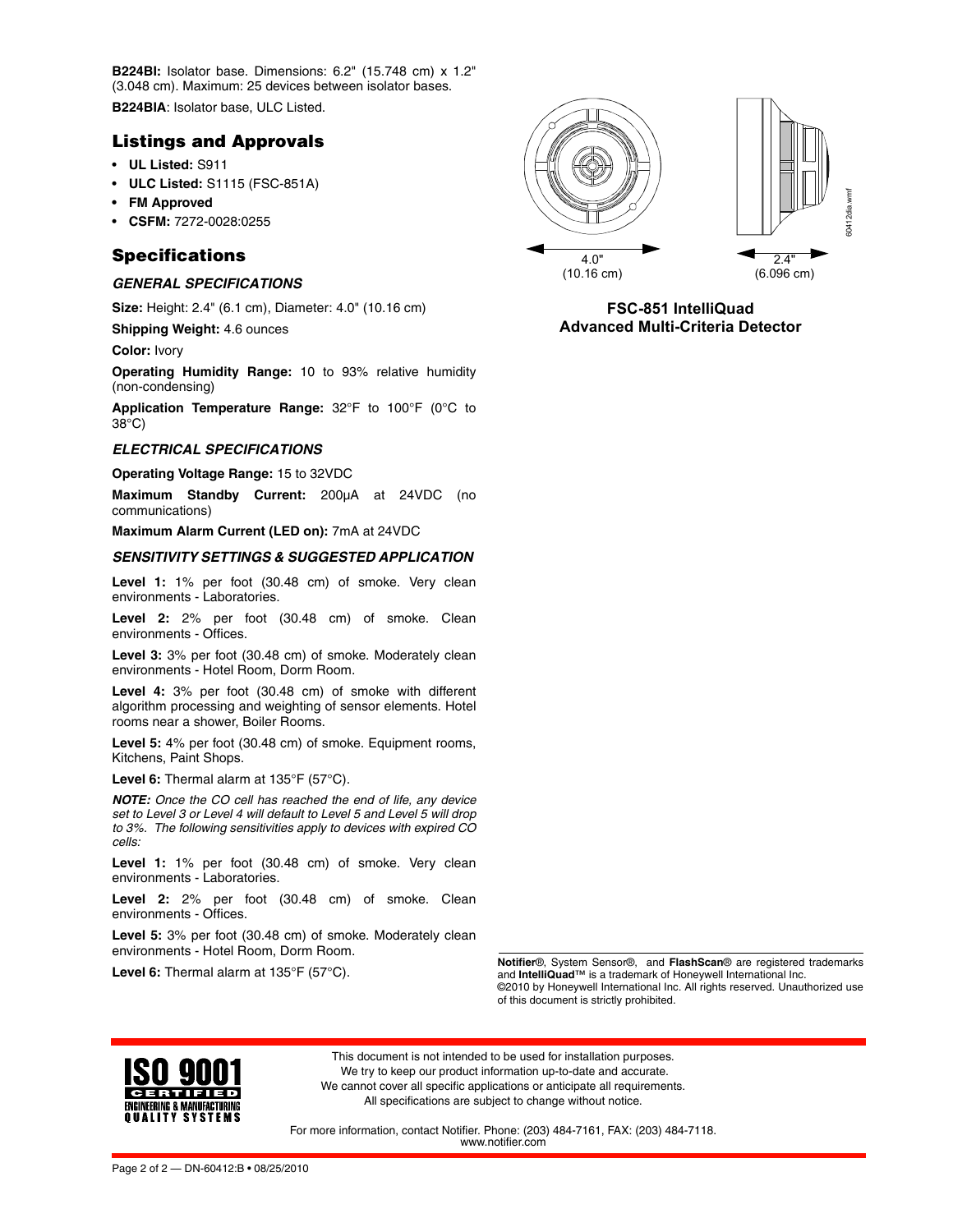**B224BI:** Isolator base. Dimensions: 6.2" (15.748 cm) x 1.2" (3.048 cm). Maximum: 25 devices between isolator bases.

**B224BIA**: Isolator base, ULC Listed.

## Listings and Approvals

- **UL Listed:** S911
- **ULC Listed:** S1115 (FSC-851A)
- **FM Approved**
- **CSFM:** 7272-0028:0255

## Specifications

### *GENERAL SPECIFICATIONS*

**Size:** Height: 2.4" (6.1 cm), Diameter: 4.0" (10.16 cm)

**Shipping Weight:** 4.6 ounces

**Color:** Ivory

**Operating Humidity Range:** 10 to 93% relative humidity (non-condensing)

**Application Temperature Range:** 32°F to 100°F (0°C to 38°C)

### *ELECTRICAL SPECIFICATIONS*

**Operating Voltage Range:** 15 to 32VDC

**Maximum Standby Current:** 200µA at 24VDC (no communications)

**Maximum Alarm Current (LED on):** 7mA at 24VDC

### *SENSITIVITY SETTINGS & SUGGESTED APPLICATION*

**Level 1:** 1% per foot (30.48 cm) of smoke. Very clean environments - Laboratories.

**Level 2:** 2% per foot (30.48 cm) of smoke. Clean environments - Offices.

**Level 3:** 3% per foot (30.48 cm) of smoke. Moderately clean environments - Hotel Room, Dorm Room.

**Level 4:** 3% per foot (30.48 cm) of smoke with different algorithm processing and weighting of sensor elements. Hotel rooms near a shower, Boiler Rooms.

**Level 5:** 4% per foot (30.48 cm) of smoke. Equipment rooms, Kitchens, Paint Shops.

**Level 6:** Thermal alarm at 135°F (57°C).

***NOTE:** Once the CO cell has reached the end of life, any device set to Level 3 or Level 4 will default to Level 5 and Level 5 will drop to 3%. The following sensitivities apply to devices with expired CO cells:*

**Level 1:** 1% per foot (30.48 cm) of smoke. Very clean environments - Laboratories.

**Level 2:** 2% per foot (30.48 cm) of smoke. Clean environments - Offices.

**Level 5:** 3% per foot (30.48 cm) of smoke. Moderately clean environments - Hotel Room, Dorm Room.

**Level 6:** Thermal alarm at 135°F (57°C).

4.0"
(10.16 cm)

2.4"
(6.096 cm)

60412dia.wmf

**FSC-851 IntelliQuad Advanced Multi-Criteria Detector**

**Notifier**®, System Sensor®, and **FlashScan**® are registered trademarks and **IntelliQuad**™ is a trademark of Honeywell International Inc.
©2010 by Honeywell International Inc. All rights reserved. Unauthorized use of this document is strictly prohibited.

ISO 9001 CERTIFIED ENGINEERING & MANUFACTURING QUALITY SYSTEMS

This document is not intended to be used for installation purposes.
We try to keep our product information up-to-date and accurate.
We cannot cover all specific applications or anticipate all requirements.
All specifications are subject to change without notice.

For more information, contact Notifier. Phone: (203) 484-7161, FAX: (203) 484-7118.
www.notifier.com

DN-60412:B • 08/25/2010